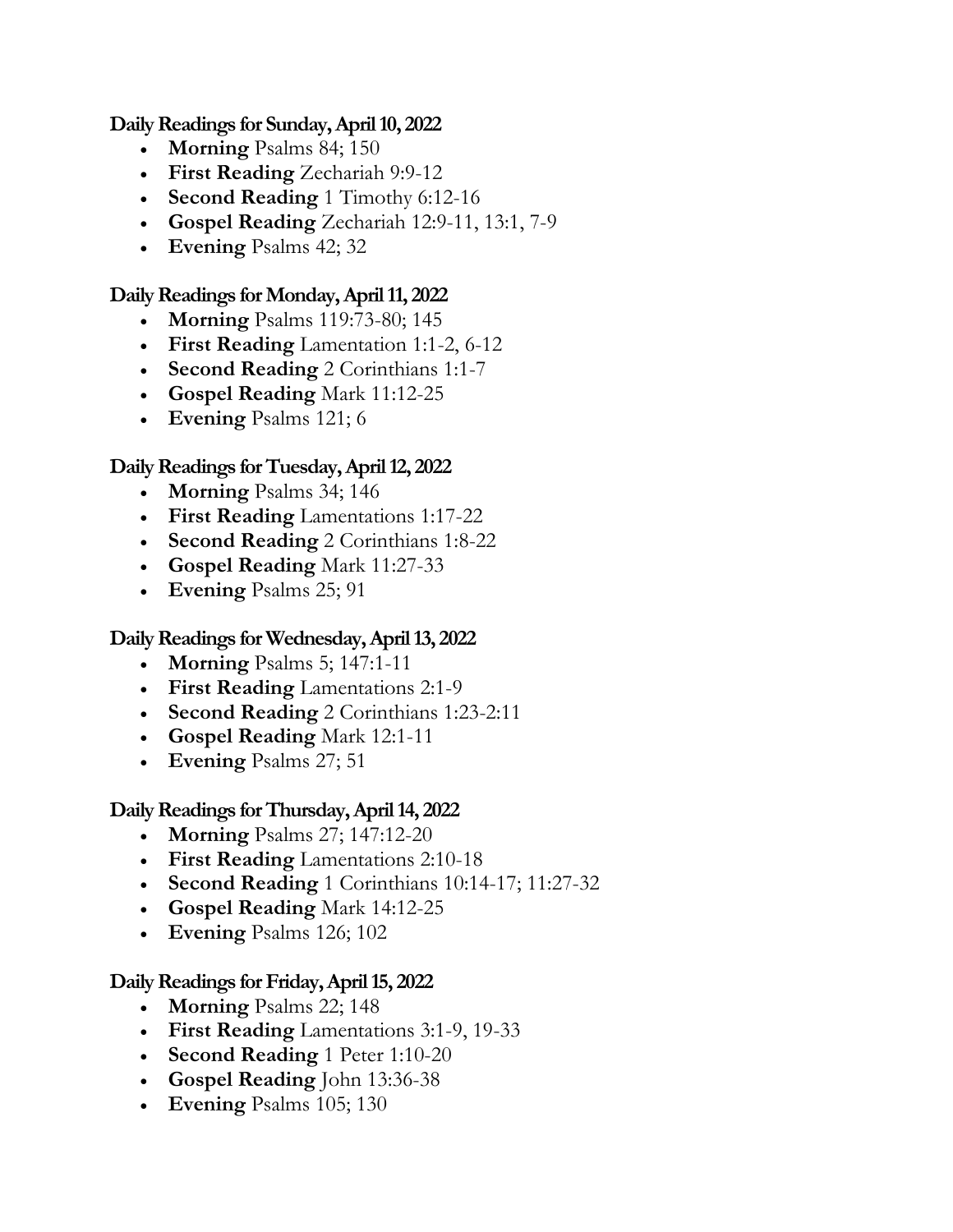**Daily Readings for Sunday, April 10, 2022**

- **Morning** Psalms 84; 150
- **First Reading** Zechariah 9:9-12
- **Second Reading** 1 Timothy 6:12-16
- **Gospel Reading** Zechariah 12:9-11, 13:1, 7-9
- **Evening** Psalms 42; 32

**Daily Readings for Monday, April 11, 2022**

- **Morning** Psalms 119:73-80; 145
- **First Reading** Lamentation 1:1-2, 6-12
- **Second Reading** 2 Corinthians 1:1-7
- **Gospel Reading** Mark 11:12-25
- **Evening** Psalms 121; 6

**Daily Readings for Tuesday, April 12, 2022**

- **Morning** Psalms 34; 146
- **First Reading** Lamentations 1:17-22
- **Second Reading** 2 Corinthians 1:8-22
- **Gospel Reading** Mark 11:27-33
- **Evening** Psalms 25; 91

**Daily Readings for Wednesday, April 13, 2022**

- **Morning** Psalms 5; 147:1-11
- **First Reading** Lamentations 2:1-9
- **Second Reading** 2 Corinthians 1:23-2:11
- **Gospel Reading** Mark 12:1-11
- **Evening** Psalms 27; 51

**Daily Readings for Thursday, April 14, 2022**

- **Morning** Psalms 27; 147:12-20
- **First Reading** Lamentations 2:10-18
- **Second Reading** 1 Corinthians 10:14-17; 11:27-32
- **Gospel Reading** Mark 14:12-25
- **Evening** Psalms 126; 102

**Daily Readings for Friday, April 15, 2022**

- **Morning** Psalms 22; 148
- **First Reading** Lamentations 3:1-9, 19-33
- **Second Reading** 1 Peter 1:10-20
- **Gospel Reading** John 13:36-38
- **Evening** Psalms 105; 130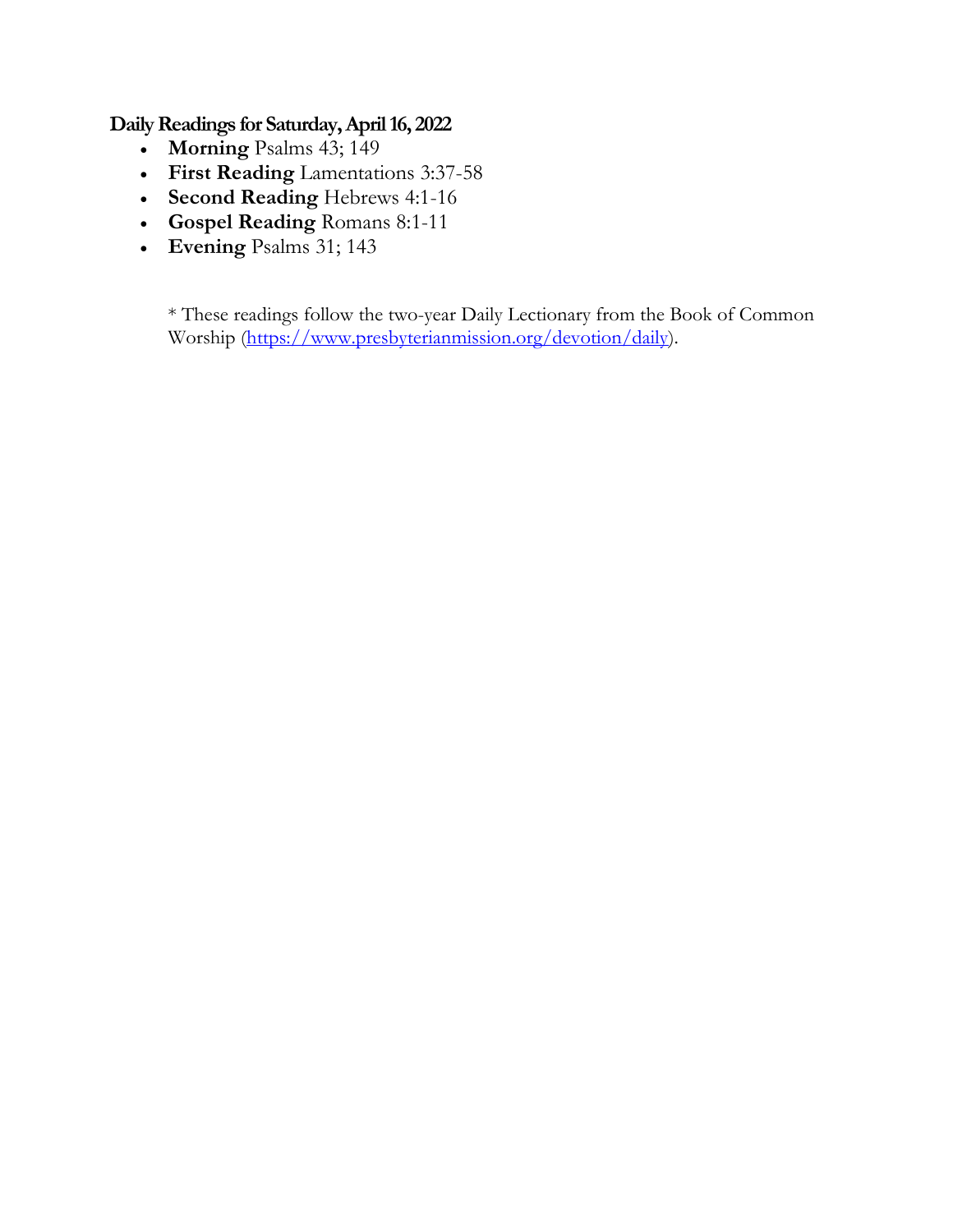**Daily Readings for Saturday, April 16, 2022**

- **Morning** Psalms 43; 149
- **First Reading** Lamentations 3:37-58
- **Second Reading** Hebrews 4:1-16
- **Gospel Reading** Romans 8:1-11
- **Evening** Psalms 31; 143

* These readings follow the two-year Daily Lectionary from the Book of Common Worship (https://www.presbyterianmission.org/devotion/daily).